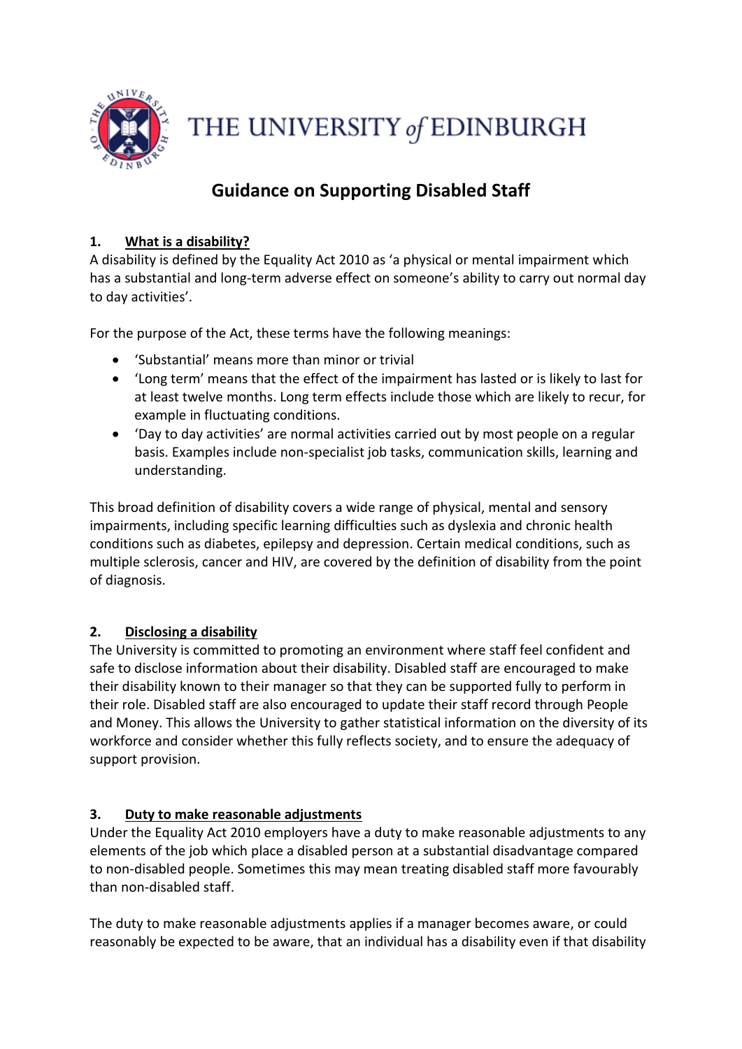THE UNIVERSITY of EDINBURGH

# Guidance on Supporting Disabled Staff

## 1. What is a disability?

A disability is defined by the Equality Act 2010 as 'a physical or mental impairment which has a substantial and long-term adverse effect on someone's ability to carry out normal day to day activities'.

For the purpose of the Act, these terms have the following meanings:

- 'Substantial' means more than minor or trivial
- 'Long term' means that the effect of the impairment has lasted or is likely to last for at least twelve months. Long term effects include those which are likely to recur, for example in fluctuating conditions.
- 'Day to day activities' are normal activities carried out by most people on a regular basis. Examples include non-specialist job tasks, communication skills, learning and understanding.

This broad definition of disability covers a wide range of physical, mental and sensory impairments, including specific learning difficulties such as dyslexia and chronic health conditions such as diabetes, epilepsy and depression. Certain medical conditions, such as multiple sclerosis, cancer and HIV, are covered by the definition of disability from the point of diagnosis.

## 2. Disclosing a disability

The University is committed to promoting an environment where staff feel confident and safe to disclose information about their disability. Disabled staff are encouraged to make their disability known to their manager so that they can be supported fully to perform in their role. Disabled staff are also encouraged to update their staff record through People and Money. This allows the University to gather statistical information on the diversity of its workforce and consider whether this fully reflects society, and to ensure the adequacy of support provision.

## 3. Duty to make reasonable adjustments

Under the Equality Act 2010 employers have a duty to make reasonable adjustments to any elements of the job which place a disabled person at a substantial disadvantage compared to non-disabled people. Sometimes this may mean treating disabled staff more favourably than non-disabled staff.

The duty to make reasonable adjustments applies if a manager becomes aware, or could reasonably be expected to be aware, that an individual has a disability even if that disability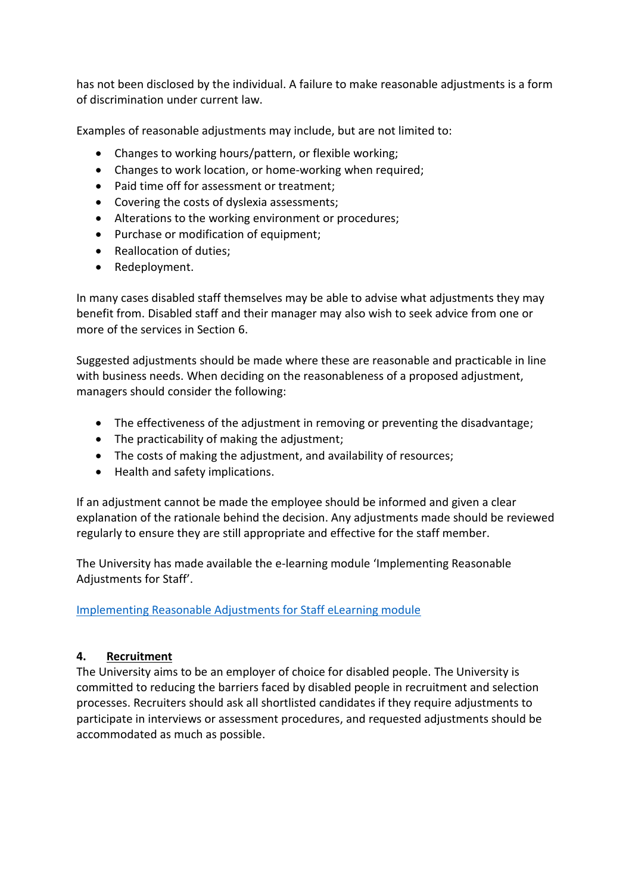has not been disclosed by the individual. A failure to make reasonable adjustments is a form of discrimination under current law.

Examples of reasonable adjustments may include, but are not limited to:

- Changes to working hours/pattern, or flexible working;
- Changes to work location, or home-working when required;
- Paid time off for assessment or treatment;
- Covering the costs of dyslexia assessments;
- Alterations to the working environment or procedures;
- Purchase or modification of equipment;
- Reallocation of duties;
- Redeployment.

In many cases disabled staff themselves may be able to advise what adjustments they may benefit from. Disabled staff and their manager may also wish to seek advice from one or more of the services in Section 6.

Suggested adjustments should be made where these are reasonable and practicable in line with business needs. When deciding on the reasonableness of a proposed adjustment, managers should consider the following:

- The effectiveness of the adjustment in removing or preventing the disadvantage;
- The practicability of making the adjustment;
- The costs of making the adjustment, and availability of resources;
- Health and safety implications.

If an adjustment cannot be made the employee should be informed and given a clear explanation of the rationale behind the decision. Any adjustments made should be reviewed regularly to ensure they are still appropriate and effective for the staff member.

The University has made available the e-learning module 'Implementing Reasonable Adjustments for Staff'.

[Implementing Reasonable Adjustments for Staff eLearning module]

## 4. Recruitment

The University aims to be an employer of choice for disabled people. The University is committed to reducing the barriers faced by disabled people in recruitment and selection processes. Recruiters should ask all shortlisted candidates if they require adjustments to participate in interviews or assessment procedures, and requested adjustments should be accommodated as much as possible.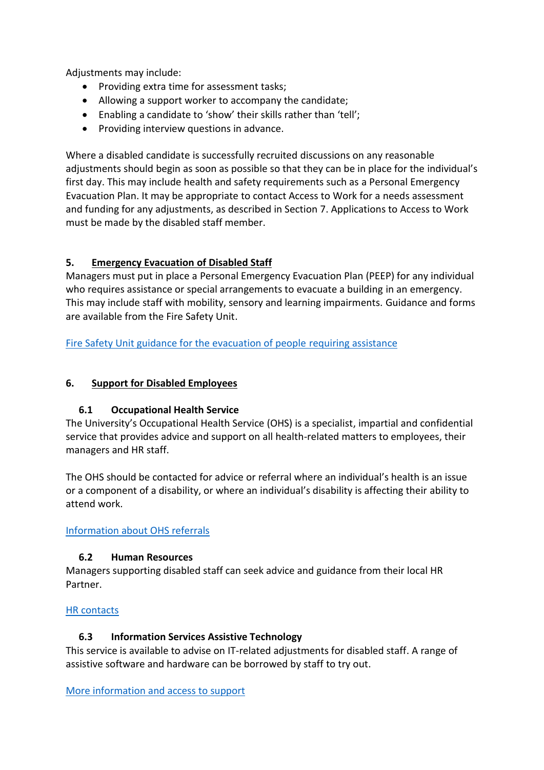Adjustments may include:

- Providing extra time for assessment tasks;
- Allowing a support worker to accompany the candidate;
- Enabling a candidate to 'show' their skills rather than 'tell';
- Providing interview questions in advance.

Where a disabled candidate is successfully recruited discussions on any reasonable adjustments should begin as soon as possible so that they can be in place for the individual's first day. This may include health and safety requirements such as a Personal Emergency Evacuation Plan. It may be appropriate to contact Access to Work for a needs assessment and funding for any adjustments, as described in Section 7. Applications to Access to Work must be made by the disabled staff member.

## 5. Emergency Evacuation of Disabled Staff

Managers must put in place a Personal Emergency Evacuation Plan (PEEP) for any individual who requires assistance or special arrangements to evacuate a building in an emergency. This may include staff with mobility, sensory and learning impairments. Guidance and forms are available from the Fire Safety Unit.

Fire Safety Unit guidance for the evacuation of people requiring assistance

## 6. Support for Disabled Employees

### 6.1 Occupational Health Service

The University's Occupational Health Service (OHS) is a specialist, impartial and confidential service that provides advice and support on all health-related matters to employees, their managers and HR staff.

The OHS should be contacted for advice or referral where an individual's health is an issue or a component of a disability, or where an individual's disability is affecting their ability to attend work.

Information about OHS referrals

### 6.2 Human Resources

Managers supporting disabled staff can seek advice and guidance from their local HR Partner.

HR contacts

### 6.3 Information Services Assistive Technology

This service is available to advise on IT-related adjustments for disabled staff. A range of assistive software and hardware can be borrowed by staff to try out.

More information and access to support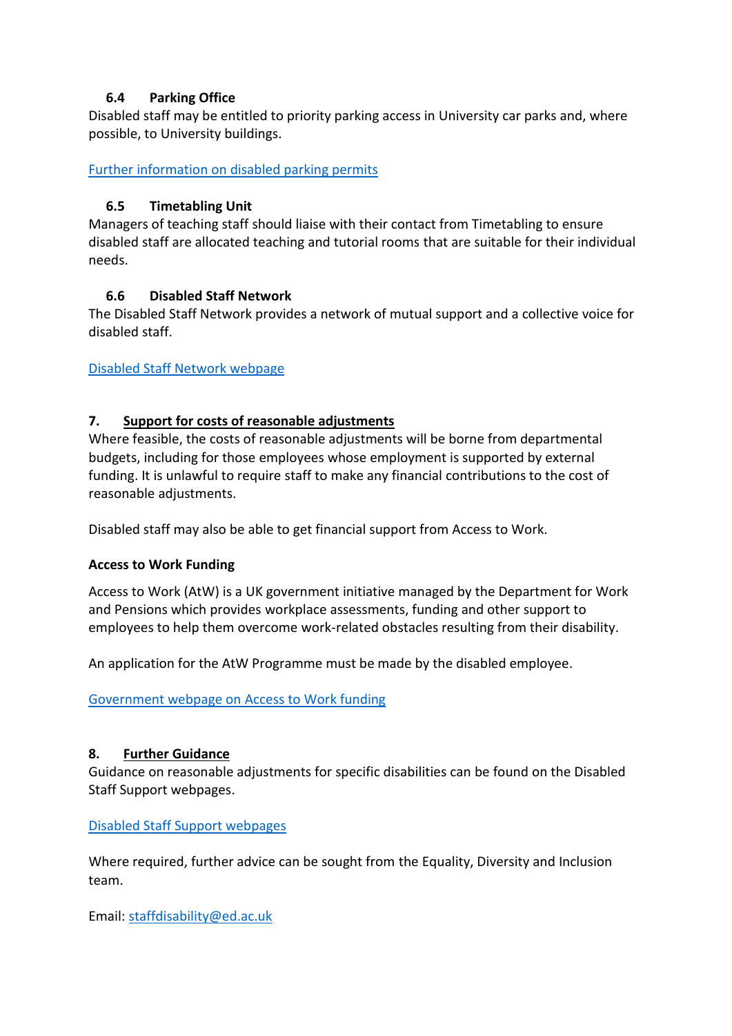### 6.4 Parking Office

Disabled staff may be entitled to priority parking access in University car parks and, where possible, to University buildings.

[Further information on disabled parking permits]

### 6.5 Timetabling Unit

Managers of teaching staff should liaise with their contact from Timetabling to ensure disabled staff are allocated teaching and tutorial rooms that are suitable for their individual needs.

### 6.6 Disabled Staff Network

The Disabled Staff Network provides a network of mutual support and a collective voice for disabled staff.

[Disabled Staff Network webpage]

## 7. Support for costs of reasonable adjustments

Where feasible, the costs of reasonable adjustments will be borne from departmental budgets, including for those employees whose employment is supported by external funding. It is unlawful to require staff to make any financial contributions to the cost of reasonable adjustments.

Disabled staff may also be able to get financial support from Access to Work.

**Access to Work Funding**

Access to Work (AtW) is a UK government initiative managed by the Department for Work and Pensions which provides workplace assessments, funding and other support to employees to help them overcome work-related obstacles resulting from their disability.

An application for the AtW Programme must be made by the disabled employee.

[Government webpage on Access to Work funding]

## 8. Further Guidance

Guidance on reasonable adjustments for specific disabilities can be found on the Disabled Staff Support webpages.

[Disabled Staff Support webpages]

Where required, further advice can be sought from the Equality, Diversity and Inclusion team.

Email: staffdisability@ed.ac.uk